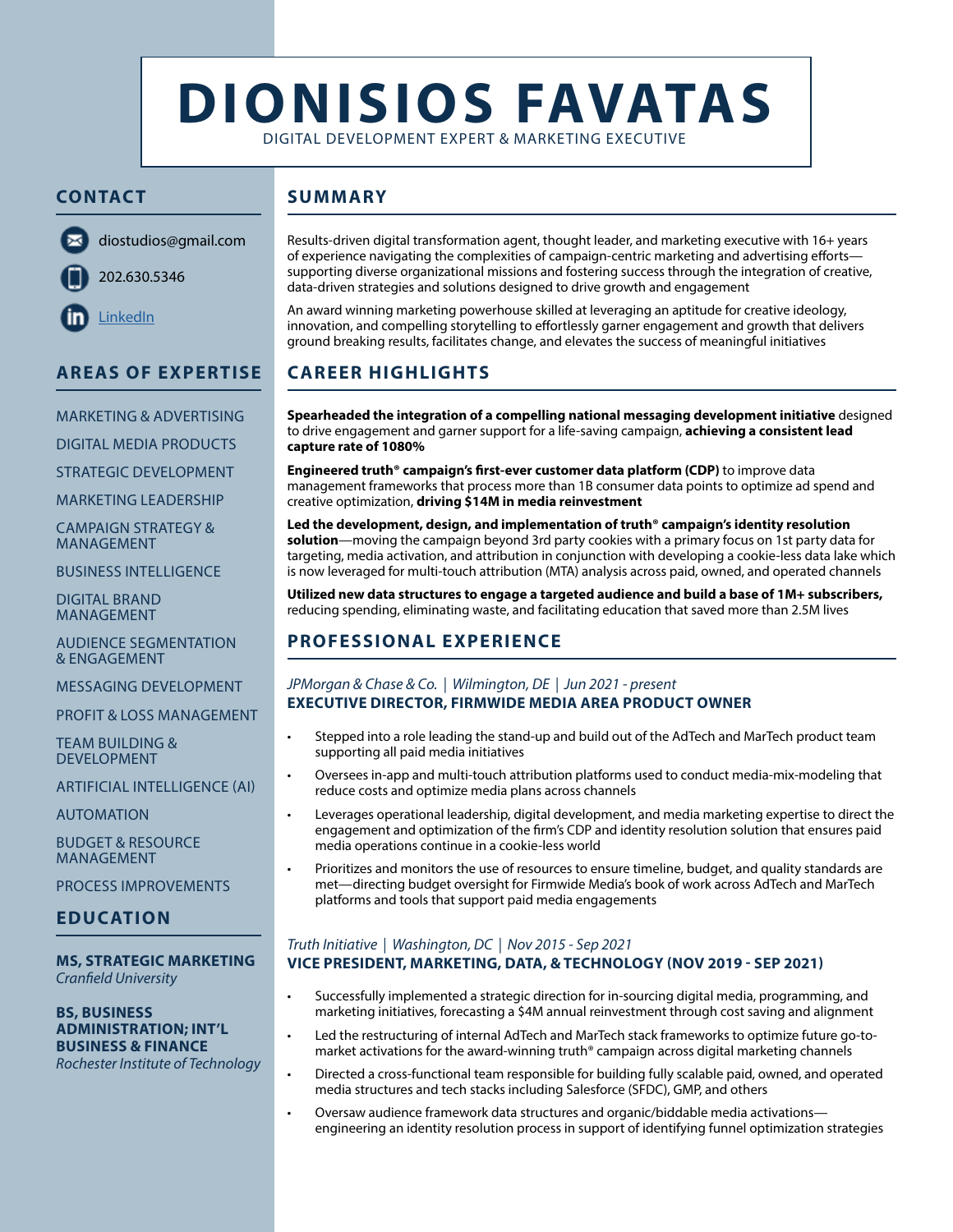# DIONISIOS FAVATAS

DIGITAL DEVELOPMENT EXPERT & MARKETING EXECUTIVE

## CONTACT

diostudios@gmail.com

202.630.5346

LinkedIn

## AREAS OF EXPERTISE

MARKETING & ADVERTISING

DIGITAL MEDIA PRODUCTS

STRATEGIC DEVELOPMENT

MARKETING LEADERSHIP

CAMPAIGN STRATEGY & MANAGEMENT

BUSINESS INTELLIGENCE

DIGITAL BRAND MANAGEMENT

AUDIENCE SEGMENTATION & ENGAGEMENT

MESSAGING DEVELOPMENT

PROFIT & LOSS MANAGEMENT

TEAM BUILDING & DEVELOPMENT

ARTIFICIAL INTELLIGENCE (AI)

AUTOMATION

BUDGET & RESOURCE MANAGEMENT

PROCESS IMPROVEMENTS

## EDUCATION

**MS, STRATEGIC MARKETING**
*Cranfield University*

**BS, BUSINESS ADMINISTRATION; INT'L BUSINESS & FINANCE**
*Rochester Institute of Technology*

## SUMMARY

Results-driven digital transformation agent, thought leader, and marketing executive with 16+ years of experience navigating the complexities of campaign-centric marketing and advertising efforts—supporting diverse organizational missions and fostering success through the integration of creative, data-driven strategies and solutions designed to drive growth and engagement

An award winning marketing powerhouse skilled at leveraging an aptitude for creative ideology, innovation, and compelling storytelling to effortlessly garner engagement and growth that delivers ground breaking results, facilitates change, and elevates the success of meaningful initiatives

## CAREER HIGHLIGHTS

**Spearheaded the integration of a compelling national messaging development initiative** designed to drive engagement and garner support for a life-saving campaign, **achieving a consistent lead capture rate of 1080%**

**Engineered truth® campaign's first-ever customer data platform (CDP)** to improve data management frameworks that process more than 1B consumer data points to optimize ad spend and creative optimization, **driving $14M in media reinvestment**

**Led the development, design, and implementation of truth® campaign's identity resolution solution**—moving the campaign beyond 3rd party cookies with a primary focus on 1st party data for targeting, media activation, and attribution in conjunction with developing a cookie-less data lake which is now leveraged for multi-touch attribution (MTA) analysis across paid, owned, and operated channels

**Utilized new data structures to engage a targeted audience and build a base of 1M+ subscribers,** reducing spending, eliminating waste, and facilitating education that saved more than 2.5M lives

## PROFESSIONAL EXPERIENCE

*JPMorgan & Chase & Co. | Wilmington, DE | Jun 2021 - present*
**EXECUTIVE DIRECTOR, FIRMWIDE MEDIA AREA PRODUCT OWNER**

- Stepped into a role leading the stand-up and build out of the AdTech and MarTech product team supporting all paid media initiatives
- Oversees in-app and multi-touch attribution platforms used to conduct media-mix-modeling that reduce costs and optimize media plans across channels
- Leverages operational leadership, digital development, and media marketing expertise to direct the engagement and optimization of the firm's CDP and identity resolution solution that ensures paid media operations continue in a cookie-less world
- Prioritizes and monitors the use of resources to ensure timeline, budget, and quality standards are met—directing budget oversight for Firmwide Media's book of work across AdTech and MarTech platforms and tools that support paid media engagements

*Truth Initiative | Washington, DC | Nov 2015 - Sep 2021*
**VICE PRESIDENT, MARKETING, DATA, & TECHNOLOGY (NOV 2019 - SEP 2021)**

- Successfully implemented a strategic direction for in-sourcing digital media, programming, and marketing initiatives, forecasting a $4M annual reinvestment through cost saving and alignment
- Led the restructuring of internal AdTech and MarTech stack frameworks to optimize future go-to-market activations for the award-winning truth® campaign across digital marketing channels
- Directed a cross-functional team responsible for building fully scalable paid, owned, and operated media structures and tech stacks including Salesforce (SFDC), GMP, and others
- Oversaw audience framework data structures and organic/biddable media activations—engineering an identity resolution process in support of identifying funnel optimization strategies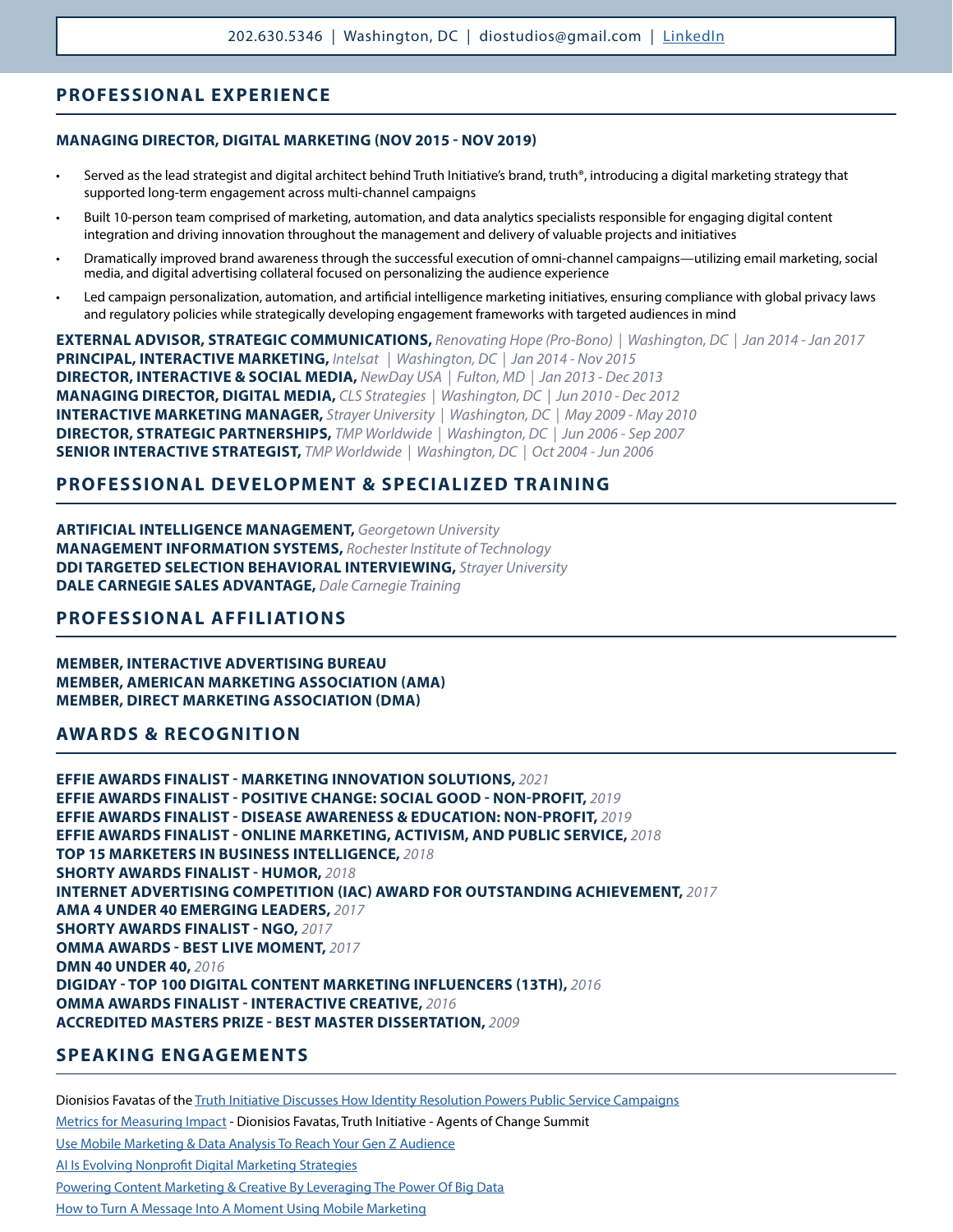202.630.5346 | Washington, DC | diostudios@gmail.com | LinkedIn

## PROFESSIONAL EXPERIENCE

**MANAGING DIRECTOR, DIGITAL MARKETING (NOV 2015 - NOV 2019)**

- Served as the lead strategist and digital architect behind Truth Initiative's brand, truth®, introducing a digital marketing strategy that supported long-term engagement across multi-channel campaigns
- Built 10-person team comprised of marketing, automation, and data analytics specialists responsible for engaging digital content integration and driving innovation throughout the management and delivery of valuable projects and initiatives
- Dramatically improved brand awareness through the successful execution of omni-channel campaigns—utilizing email marketing, social media, and digital advertising collateral focused on personalizing the audience experience
- Led campaign personalization, automation, and artificial intelligence marketing initiatives, ensuring compliance with global privacy laws and regulatory policies while strategically developing engagement frameworks with targeted audiences in mind

**EXTERNAL ADVISOR, STRATEGIC COMMUNICATIONS,** *Renovating Hope (Pro-Bono) | Washington, DC | Jan 2014 - Jan 2017*
**PRINCIPAL, INTERACTIVE MARKETING,** *Intelsat | Washington, DC | Jan 2014 - Nov 2015*
**DIRECTOR, INTERACTIVE & SOCIAL MEDIA,** *NewDay USA | Fulton, MD | Jan 2013 - Dec 2013*
**MANAGING DIRECTOR, DIGITAL MEDIA,** *CLS Strategies | Washington, DC | Jun 2010 - Dec 2012*
**INTERACTIVE MARKETING MANAGER,** *Strayer University | Washington, DC | May 2009 - May 2010*
**DIRECTOR, STRATEGIC PARTNERSHIPS,** *TMP Worldwide | Washington, DC | Jun 2006 - Sep 2007*
**SENIOR INTERACTIVE STRATEGIST,** *TMP Worldwide | Washington, DC | Oct 2004 - Jun 2006*

## PROFESSIONAL DEVELOPMENT & SPECIALIZED TRAINING

**ARTIFICIAL INTELLIGENCE MANAGEMENT,** *Georgetown University*
**MANAGEMENT INFORMATION SYSTEMS,** *Rochester Institute of Technology*
**DDI TARGETED SELECTION BEHAVIORAL INTERVIEWING,** *Strayer University*
**DALE CARNEGIE SALES ADVANTAGE,** *Dale Carnegie Training*

## PROFESSIONAL AFFILIATIONS

**MEMBER, INTERACTIVE ADVERTISING BUREAU**
**MEMBER, AMERICAN MARKETING ASSOCIATION (AMA)**
**MEMBER, DIRECT MARKETING ASSOCIATION (DMA)**

## AWARDS & RECOGNITION

**EFFIE AWARDS FINALIST - MARKETING INNOVATION SOLUTIONS,** *2021*
**EFFIE AWARDS FINALIST - POSITIVE CHANGE: SOCIAL GOOD - NON-PROFIT,** *2019*
**EFFIE AWARDS FINALIST - DISEASE AWARENESS & EDUCATION: NON-PROFIT,** *2019*
**EFFIE AWARDS FINALIST - ONLINE MARKETING, ACTIVISM, AND PUBLIC SERVICE,** *2018*
**TOP 15 MARKETERS IN BUSINESS INTELLIGENCE,** *2018*
**SHORTY AWARDS FINALIST - HUMOR,** *2018*
**INTERNET ADVERTISING COMPETITION (IAC) AWARD FOR OUTSTANDING ACHIEVEMENT,** *2017*
**AMA 4 UNDER 40 EMERGING LEADERS,** *2017*
**SHORTY AWARDS FINALIST - NGO,** *2017*
**OMMA AWARDS - BEST LIVE MOMENT,** *2017*
**DMN 40 UNDER 40,** *2016*
**DIGIDAY - TOP 100 DIGITAL CONTENT MARKETING INFLUENCERS (13TH),** *2016*
**OMMA AWARDS FINALIST - INTERACTIVE CREATIVE,** *2016*
**ACCREDITED MASTERS PRIZE - BEST MASTER DISSERTATION,** *2009*

## SPEAKING ENGAGEMENTS

Dionisios Favatas of the Truth Initiative Discusses How Identity Resolution Powers Public Service Campaigns

Metrics for Measuring Impact - Dionisios Favatas, Truth Initiative - Agents of Change Summit

Use Mobile Marketing & Data Analysis To Reach Your Gen Z Audience

AI Is Evolving Nonprofit Digital Marketing Strategies

Powering Content Marketing & Creative By Leveraging The Power Of Big Data

How to Turn A Message Into A Moment Using Mobile Marketing